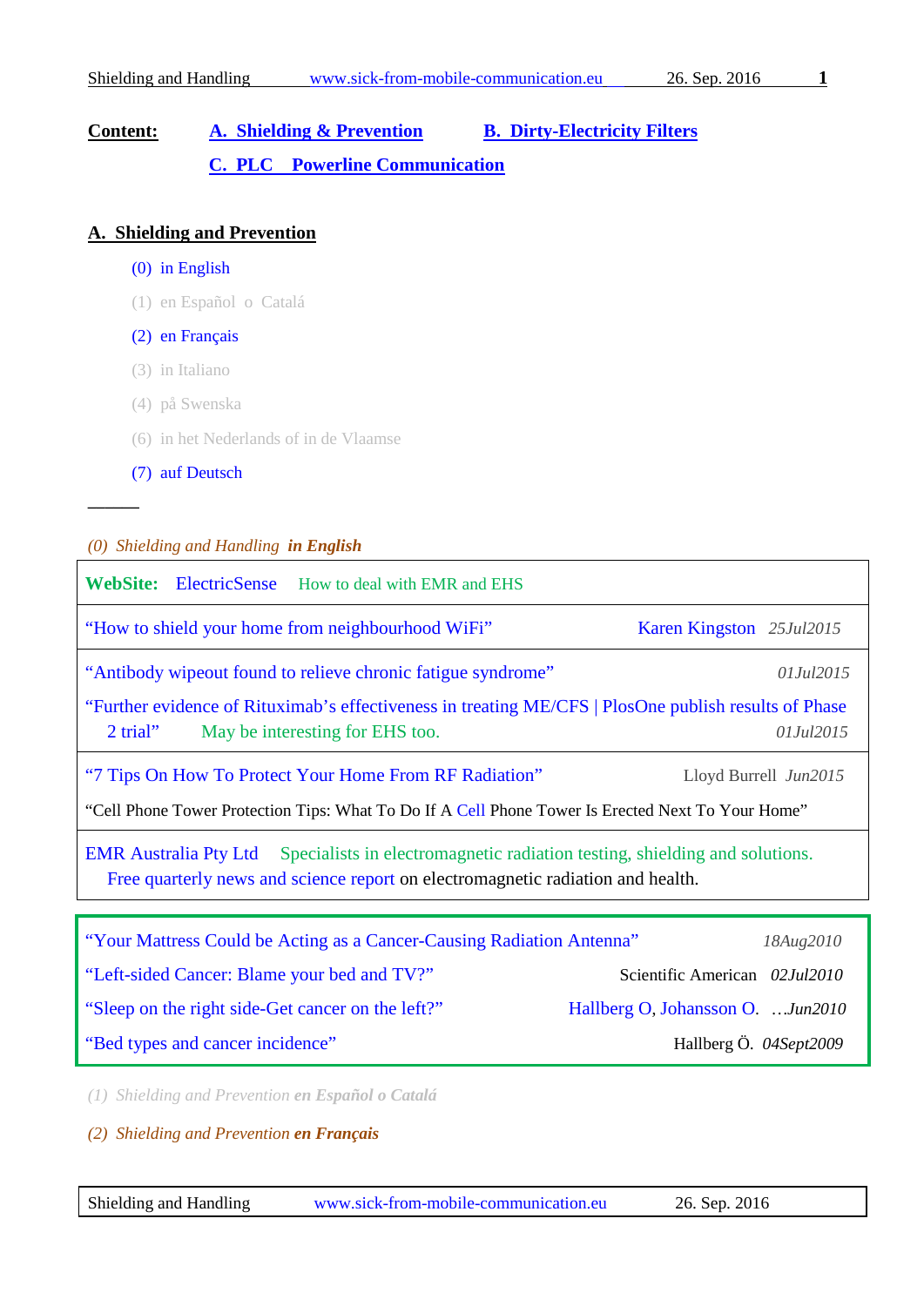**Content:** A. Shielding & Prevention  B. Dirty-Electricity Filters

C. PLC  Powerline Communication

## A. Shielding and Prevention

(0) in English

(1) en Español o Catalá

(2) en Français

(3) in Italiano

(4) på Swenska

(6) in het Nederlands of in de Vlaamse

(7) auf Deutsch

———

*(0) Shielding and Handling* ***in English***

| |
|---|
| **WebSite:** ElectricSense  How to deal with EMR and EHS |
| "How to shield your home from neighbourhood WiFi"  Karen Kingston *25Jul2015* |
| "Antibody wipeout found to relieve chronic fatigue syndrome"  *01Jul2015*<br>"Further evidence of Rituximab's effectiveness in treating ME/CFS \| PlosOne publish results of Phase 2 trial"  May be interesting for EHS too.  *01Jul2015* |
| "7 Tips On How To Protect Your Home From RF Radiation"  Lloyd Burrell *Jun2015*<br>"Cell Phone Tower Protection Tips: What To Do If A Cell Phone Tower Is Erected Next To Your Home" |
| EMR Australia Pty Ltd  Specialists in electromagnetic radiation testing, shielding and solutions.<br>Free quarterly news and science report on electromagnetic radiation and health. |

| |
|---|
| "Your Mattress Could be Acting as a Cancer-Causing Radiation Antenna"  *18Aug2010* |
| "Left-sided Cancer: Blame your bed and TV?"  Scientific American *02Jul2010* |
| "Sleep on the right side-Get cancer on the left?"  Hallberg O, Johansson O. *…Jun2010* |
| "Bed types and cancer incidence"  Hallberg Ö. *04Sept2009* |

*(1) Shielding and Prevention* ***en Español o Catalá***

*(2) Shielding and Prevention* ***en Français***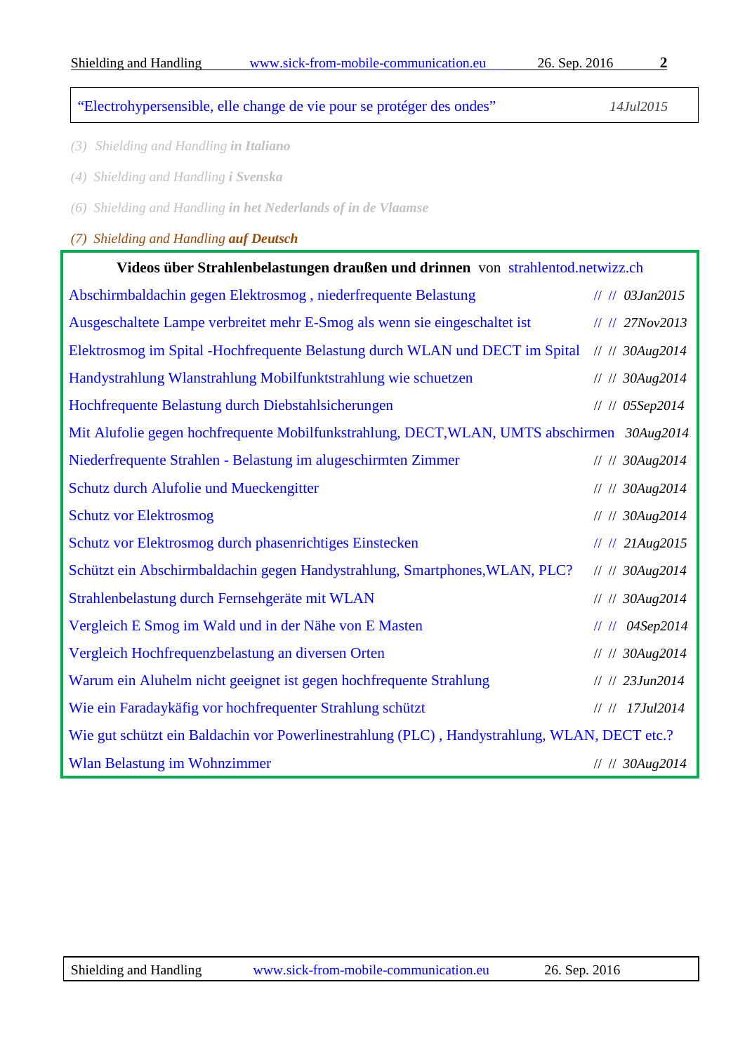| | |
|---|---|
| "Electrohypersensible, elle change de vie pour se protéger des ondes" | *14Jul2015* |

*(3) Shielding and Handling* ***in Italiano***

*(4) Shielding and Handling* ***i Svenska***

*(6) Shielding and Handling* ***in het Nederlands of in de Vlaamse***

*(7) Shielding and Handling* ***auf Deutsch***

**Videos über Strahlenbelastungen draußen und drinnen** von strahlentod.netwizz.ch

| | |
|---|---|
| Abschirmbaldachin gegen Elektrosmog , niederfrequente Belastung | // // *03Jan2015* |
| Ausgeschaltete Lampe verbreitet mehr E-Smog als wenn sie eingeschaltet ist | // // *27Nov2013* |
| Elektrosmog im Spital -Hochfrequente Belastung durch WLAN und DECT im Spital | // // *30Aug2014* |
| Handystrahlung Wlanstrahlung Mobilfunktstrahlung wie schuetzen | // // *30Aug2014* |
| Hochfrequente Belastung durch Diebstahlsicherungen | // // *05Sep2014* |
| Mit Alufolie gegen hochfrequente Mobilfunkstrahlung, DECT,WLAN, UMTS abschirmen | *30Aug2014* |
| Niederfrequente Strahlen - Belastung im alugeschirmten Zimmer | // // *30Aug2014* |
| Schutz durch Alufolie und Mueckengitter | // // *30Aug2014* |
| Schutz vor Elektrosmog | // // *30Aug2014* |
| Schutz vor Elektrosmog durch phasenrichtiges Einstecken | // // *21Aug2015* |
| Schützt ein Abschirmbaldachin gegen Handystrahlung, Smartphones,WLAN, PLC? | // // *30Aug2014* |
| Strahlenbelastung durch Fernsehgeräte mit WLAN | // // *30Aug2014* |
| Vergleich E Smog im Wald und in der Nähe von E Masten | // // *04Sep2014* |
| Vergleich Hochfrequenzbelastung an diversen Orten | // // *30Aug2014* |
| Warum ein Aluhelm nicht geeignet ist gegen hochfrequente Strahlung | // // *23Jun2014* |
| Wie ein Faradaykäfig vor hochfrequenter Strahlung schützt | // // *17Jul2014* |
| Wie gut schützt ein Baldachin vor Powerlinestrahlung (PLC) , Handystrahlung, WLAN, DECT etc.? | |
| Wlan Belastung im Wohnzimmer | // // *30Aug2014* |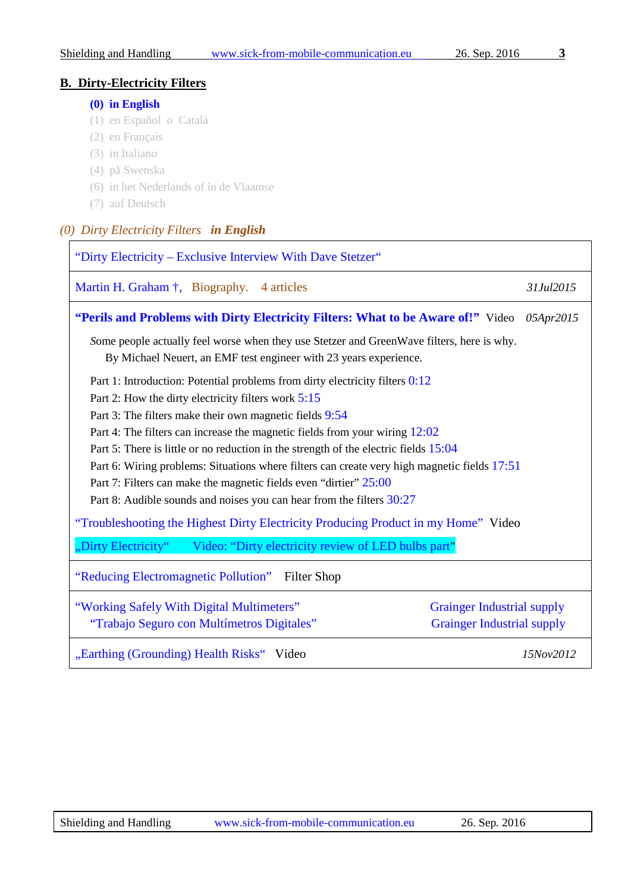## B. Dirty-Electricity Filters

**(0) in English**
(1) en Español o Catalá
(2) en Français
(3) in Italiano
(4) på Swenska
(6) in het Nederlands of in de Vlaamse
(7) auf Deutsch

*(0) Dirty Electricity Filters* ***in English***

“Dirty Electricity – Exclusive Interview With Dave Stetzer“

Martin H. Graham †, Biography. 4 articles *31Jul2015*

**“Perils and Problems with Dirty Electricity Filters: What to be Aware of!”** Video *05Apr2015*

Some people actually feel worse when they use Stetzer and GreenWave filters, here is why.
By Michael Neuert, an EMF test engineer with 23 years experience.

Part 1: Introduction: Potential problems from dirty electricity filters 0:12
Part 2: How the dirty electricity filters work 5:15
Part 3: The filters make their own magnetic fields 9:54
Part 4: The filters can increase the magnetic fields from your wiring 12:02
Part 5: There is little or no reduction in the strength of the electric fields 15:04
Part 6: Wiring problems: Situations where filters can create very high magnetic fields 17:51
Part 7: Filters can make the magnetic fields even “dirtier” 25:00
Part 8: Audible sounds and noises you can hear from the filters 30:27

“Troubleshooting the Highest Dirty Electricity Producing Product in my Home” Video

„Dirty Electricity“ Video: “Dirty electricity review of LED bulbs part”

“Reducing Electromagnetic Pollution” Filter Shop

“Working Safely With Digital Multimeters” Grainger Industrial supply
“Trabajo Seguro con Multímetros Digitales” Grainger Industrial supply

„Earthing (Grounding) Health Risks“ Video *15Nov2012*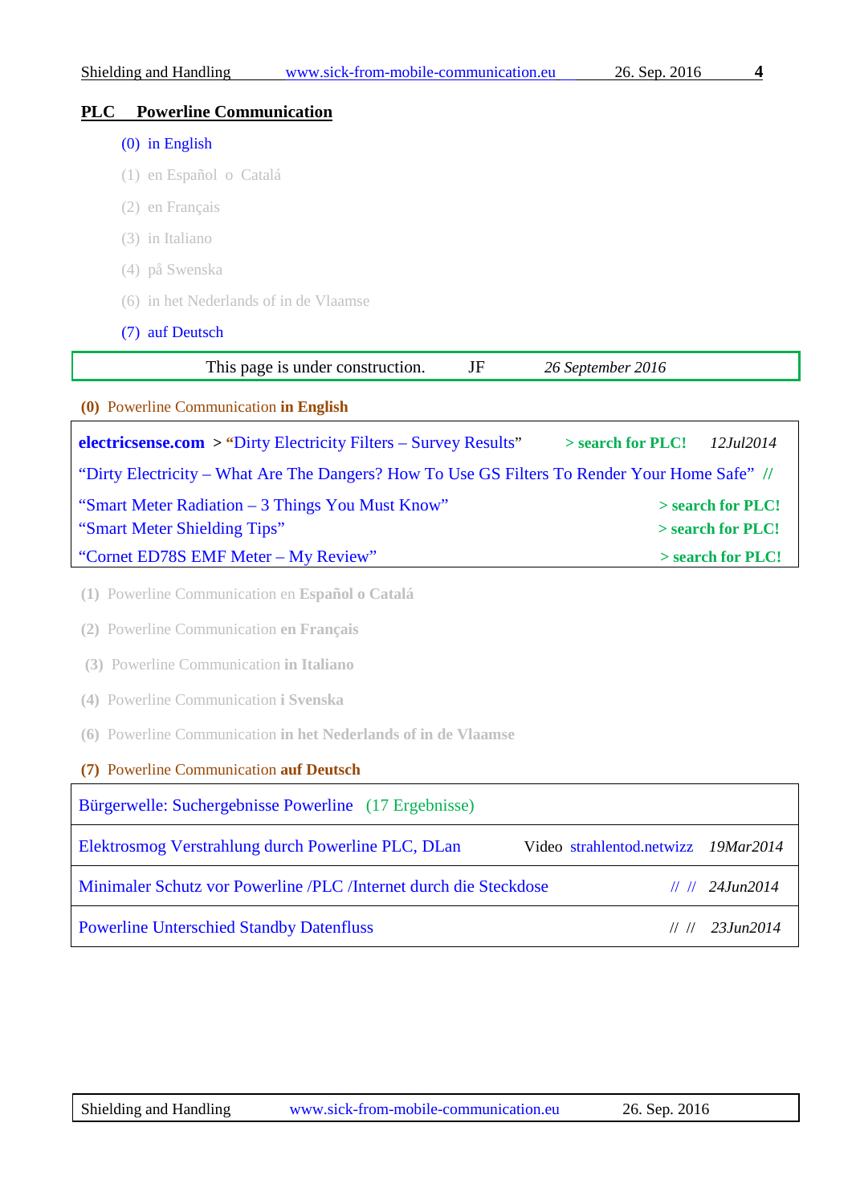## PLC Powerline Communication

(0) in English

(1) en Español o Catalá

(2) en Français

(3) in Italiano

(4) på Swenska

(6) in het Nederlands of in de Vlaamse

(7) auf Deutsch

| | | |
|---|---|---|
| This page is under construction. | JF | *26 September 2016* |

**(0)** Powerline Communication **in English**

| | | |
|---|---|---|
| **electricsense.com** > **“**Dirty Electricity Filters – Survey Results” | **> search for PLC!** | *12Jul2014* |
| “Dirty Electricity – What Are The Dangers? How To Use GS Filters To Render Your Home Safe” // | | |
| “Smart Meter Radiation – 3 Things You Must Know” | **> search for PLC!** | |
| “Smart Meter Shielding Tips” | **> search for PLC!** | |
| “Cornet ED78S EMF Meter – My Review” | **> search for PLC!** | |

**(1)** Powerline Communication en **Español o Catalá**

**(2)** Powerline Communication **en Français**

**(3)** Powerline Communication **in Italiano**

**(4)** Powerline Communication **i Svenska**

**(6)** Powerline Communication **in het Nederlands of in de Vlaamse**

**(7)** Powerline Communication **auf Deutsch**

| | | |
|---|---|---|
| Bürgerwelle: Suchergebnisse Powerline (17 Ergebnisse) | | |
| Elektrosmog Verstrahlung durch Powerline PLC, DLan | Video strahlentod.netwizz | *19Mar2014* |
| Minimaler Schutz vor Powerline /PLC /Internet durch die Steckdose | // // | *24Jun2014* |
| Powerline Unterschied Standby Datenfluss | // // | *23Jun2014* |